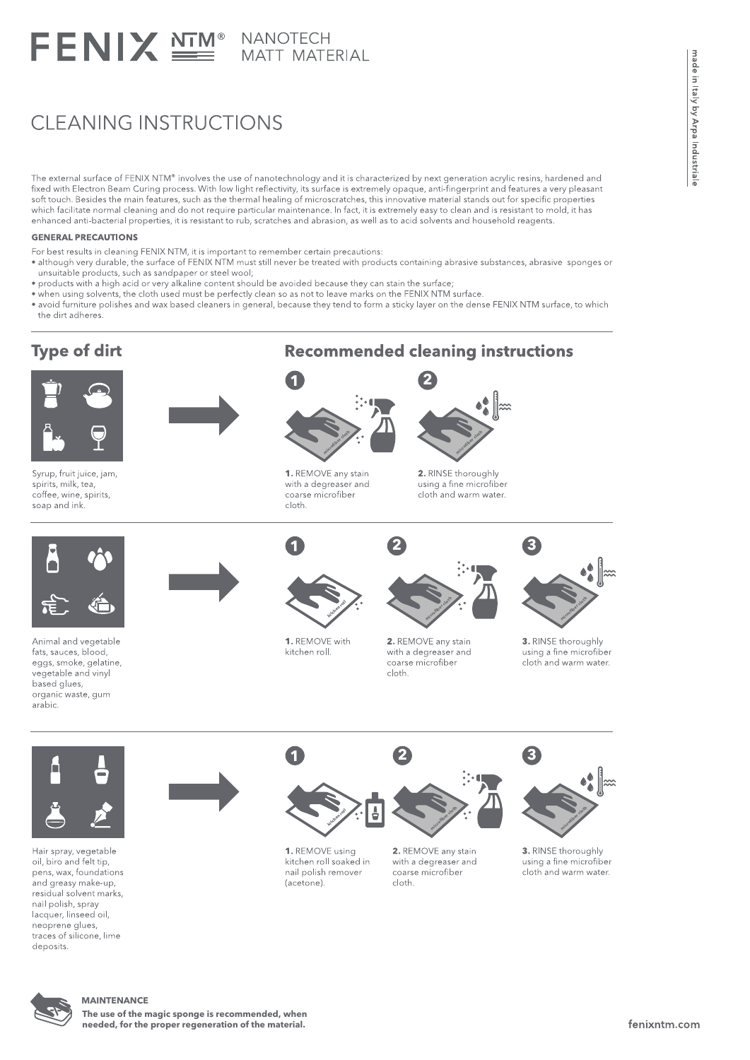# FENIX NTM® NANOTECH MATT MATERIAL

made in Italy by Arpa Industriale

## CLEANING INSTRUCTIONS

The external surface of FENIX NTM® involves the use of nanotechnology and it is characterized by next generation acrylic resins, hardened and fixed with Electron Beam Curing process. With low light reflectivity, its surface is extremely opaque, anti-fingerprint and features a very pleasant soft touch. Besides the main features, such as the thermal healing of microscratches, this innovative material stands out for specific properties which facilitate normal cleaning and do not require particular maintenance. In fact, it is extremely easy to clean and is resistant to mold, it has enhanced anti-bacterial properties, it is resistant to rub, scratches and abrasion, as well as to acid solvents and household reagents.

**GENERAL PRECAUTIONS**

For best results in cleaning FENIX NTM, it is important to remember certain precautions:

- although very durable, the surface of FENIX NTM must still never be treated with products containing abrasive substances, abrasive sponges or unsuitable products, such as sandpaper or steel wool;
- products with a high acid or very alkaline content should be avoided because they can stain the surface;
- when using solvents, the cloth used must be perfectly clean so as not to leave marks on the FENIX NTM surface.
- avoid furniture polishes and wax based cleaners in general, because they tend to form a sticky layer on the dense FENIX NTM surface, to which the dirt adheres.

| Type of dirt | Recommended cleaning instructions |
| --- | --- |
| Syrup, fruit juice, jam, spirits, milk, tea, coffee, wine, spirits, soap and ink. | **1.** REMOVE any stain with a degreaser and coarse microfiber cloth. **2.** RINSE thoroughly using a fine microfiber cloth and warm water. |
| Animal and vegetable fats, sauces, blood, eggs, smoke, gelatine, vegetable and vinyl based glues, organic waste, gum arabic. | **1.** REMOVE with kitchen roll. **2.** REMOVE any stain with a degreaser and coarse microfiber cloth. **3.** RINSE thoroughly using a fine microfiber cloth and warm water. |
| Hair spray, vegetable oil, biro and felt tip, pens, wax, foundations and greasy make-up, residual solvent marks, nail polish, spray lacquer, linseed oil, neoprene glues, traces of silicone, lime deposits. | **1.** REMOVE using kitchen roll soaked in nail polish remover (acetone). **2.** REMOVE any stain with a degreaser and coarse microfiber cloth. **3.** RINSE thoroughly using a fine microfiber cloth and warm water. |

**MAINTENANCE**

**The use of the magic sponge is recommended, when needed, for the proper regeneration of the material.**

fenixntm.com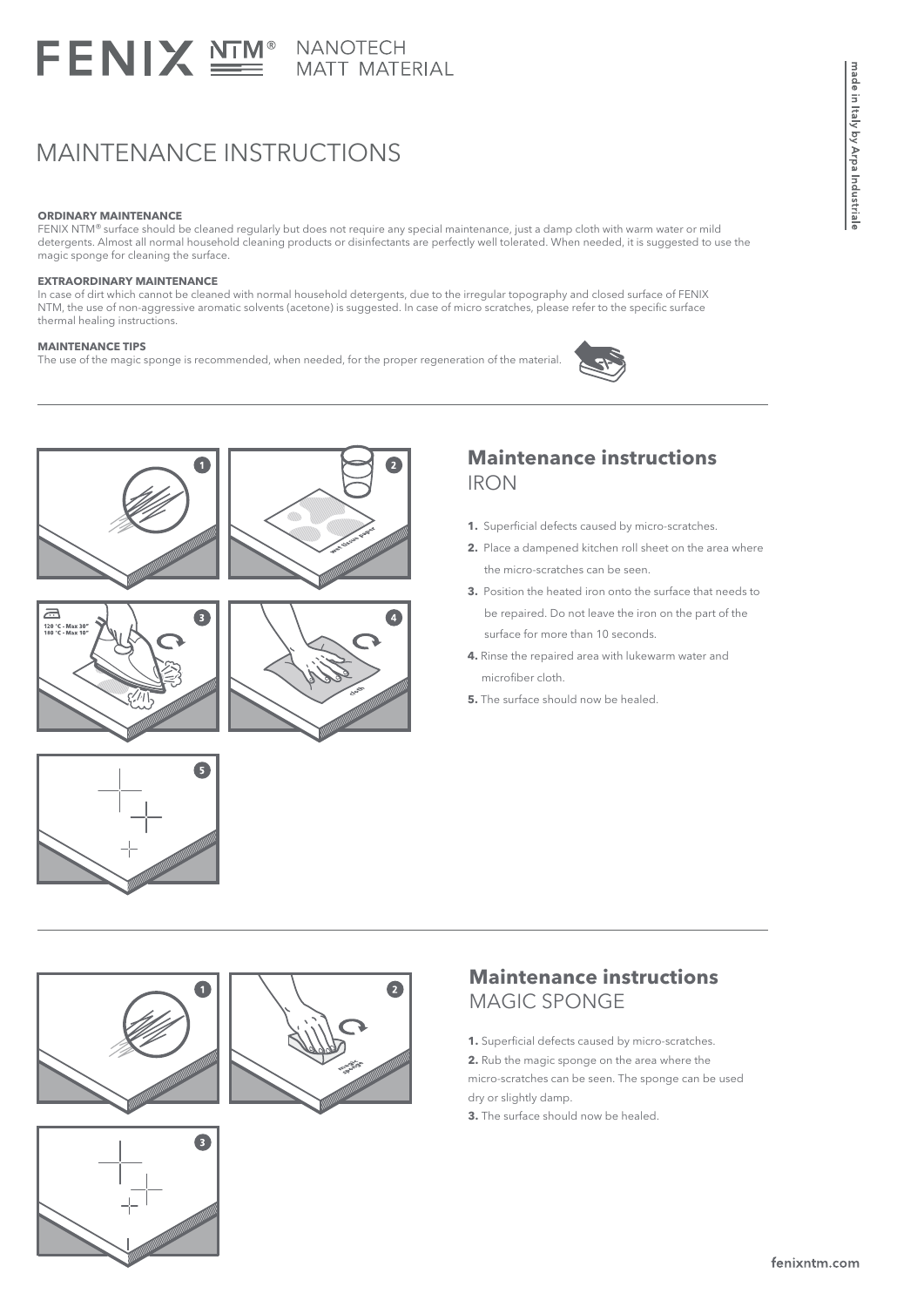# FENIX NTM® NANOTECH MATT MATERIAL

## MAINTENANCE INSTRUCTIONS

**ORDINARY MAINTENANCE**

FENIX NTM® surface should be cleaned regularly but does not require any special maintenance, just a damp cloth with warm water or mild detergents. Almost all normal household cleaning products or disinfectants are perfectly well tolerated. When needed, it is suggested to use the magic sponge for cleaning the surface.

**EXTRAORDINARY MAINTENANCE**

In case of dirt which cannot be cleaned with normal household detergents, due to the irregular topography and closed surface of FENIX NTM, the use of non-aggressive aromatic solvents (acetone) is suggested. In case of micro scratches, please refer to the specific surface thermal healing instructions.

**MAINTENANCE TIPS**

The use of the magic sponge is recommended, when needed, for the proper regeneration of the material.

---

### Maintenance instructions IRON

120 °C - Max 30"
180 °C - Max 10"

1. Superficial defects caused by micro-scratches.
2. Place a dampened kitchen roll sheet on the area where the micro-scratches can be seen.
3. Position the heated iron onto the surface that needs to be repaired. Do not leave the iron on the part of the surface for more than 10 seconds.
4. Rinse the repaired area with lukewarm water and microfiber cloth.
5. The surface should now be healed.

---

### Maintenance instructions MAGIC SPONGE

1. Superficial defects caused by micro-scratches.
2. Rub the magic sponge on the area where the micro-scratches can be seen. The sponge can be used dry or slightly damp.
3. The surface should now be healed.

made in Italy by Arpa Industriale

fenixntm.com